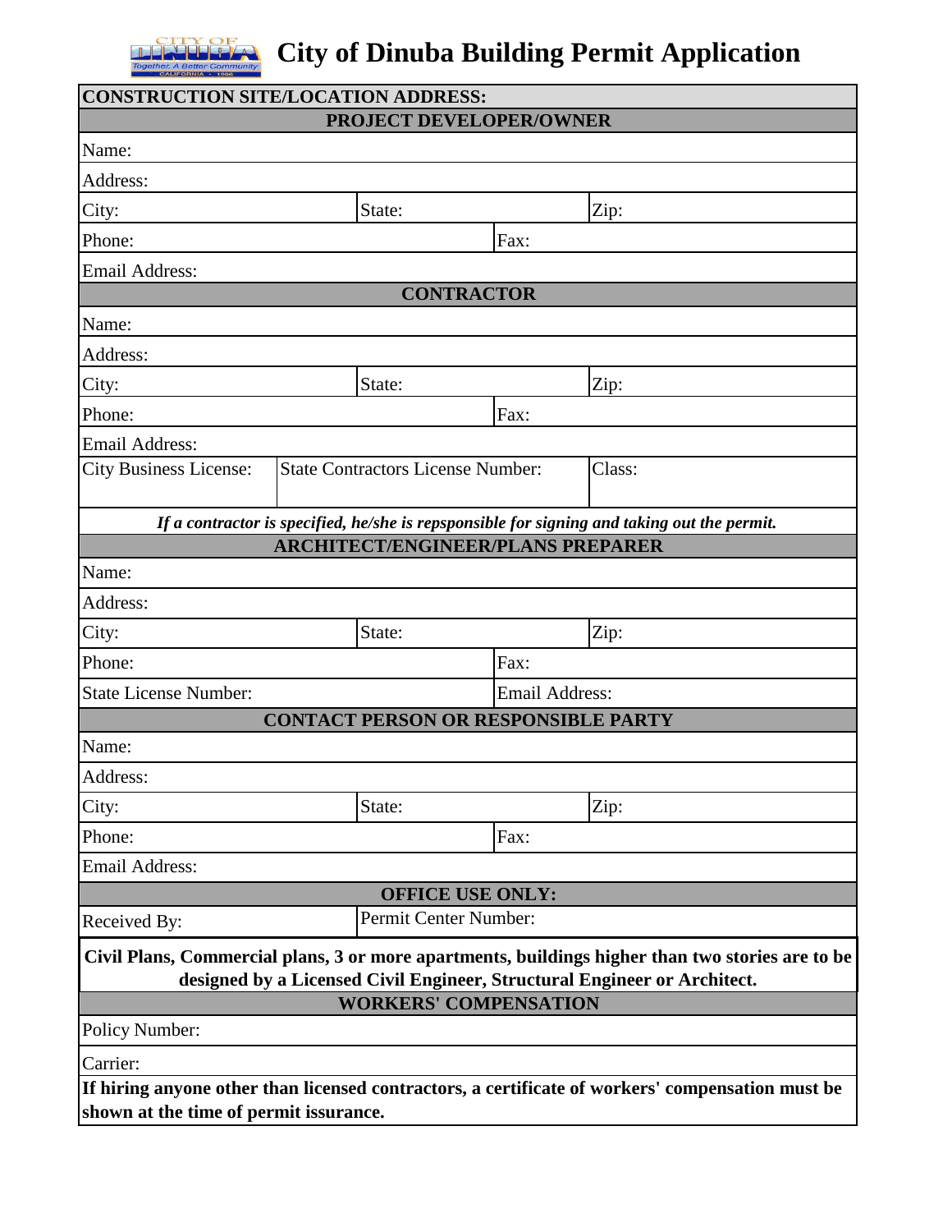# City of Dinuba Building Permit Application

| **CONSTRUCTION SITE/LOCATION ADDRESS:** | | | |
|---|---|---|---|
| **PROJECT DEVELOPER/OWNER** | | | |
| Name: | | | |
| Address: | | | |
| City: | State: | | Zip: |
| Phone: | | Fax: | |
| Email Address: | | | |
| **CONTRACTOR** | | | |
| Name: | | | |
| Address: | | | |
| City: | State: | | Zip: |
| Phone: | | Fax: | |
| Email Address: | | | |
| City Business License: | State Contractors License Number: | | Class: |
| ***If a contractor is specified, he/she is repsponsible for signing and taking out the permit.*** | | | |
| **ARCHITECT/ENGINEER/PLANS PREPARER** | | | |
| Name: | | | |
| Address: | | | |
| City: | State: | | Zip: |
| Phone: | | Fax: | |
| State License Number: | | Email Address: | |
| **CONTACT PERSON OR RESPONSIBLE PARTY** | | | |
| Name: | | | |
| Address: | | | |
| City: | State: | | Zip: |
| Phone: | | Fax: | |
| Email Address: | | | |
| **OFFICE USE ONLY:** | | | |
| Received By: | Permit Center Number: | | |
| **Civil Plans, Commercial plans, 3 or more apartments, buildings higher than two stories are to be designed by a Licensed Civil Engineer, Structural Engineer or Architect.** | | | |
| **WORKERS' COMPENSATION** | | | |
| Policy Number: | | | |
| Carrier: | | | |
| **If hiring anyone other than licensed contractors, a certificate of workers' compensation must be shown at the time of permit issurance.** | | | |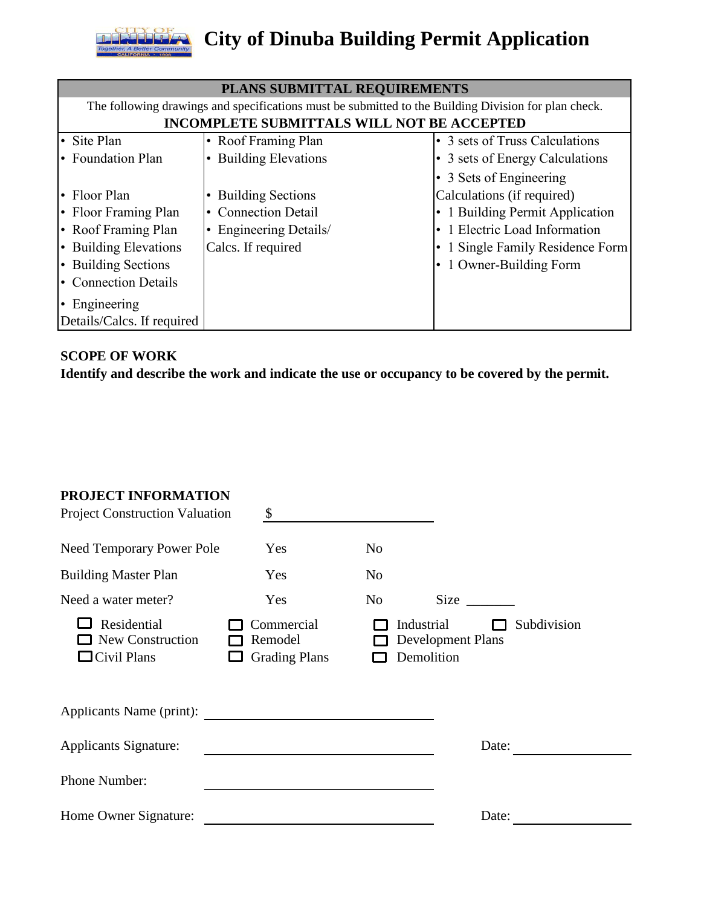# City of Dinuba Building Permit Application

| PLANS SUBMITTAL REQUIREMENTS | | |
|---|---|---|
| The following drawings and specifications must be submitted to the Building Division for plan check. **INCOMPLETE SUBMITTALS WILL NOT BE ACCEPTED** | | |
| • Site Plan<br>• Foundation Plan<br>• Floor Plan<br>• Floor Framing Plan<br>• Roof Framing Plan<br>• Building Elevations<br>• Building Sections<br>• Connection Details<br>• Engineering Details/Calcs. If required | • Roof Framing Plan<br>• Building Elevations<br>• Building Sections<br>• Connection Detail<br>• Engineering Details/ Calcs. If required | • 3 sets of Truss Calculations<br>• 3 sets of Energy Calculations<br>• 3 Sets of Engineering Calculations (if required)<br>• 1 Building Permit Application<br>• 1 Electric Load Information<br>• 1 Single Family Residence Form<br>• 1 Owner-Building Form |

**SCOPE OF WORK**

**Identify and describe the work and indicate the use or occupancy to be covered by the permit.**

**PROJECT INFORMATION**

Project Construction Valuation $ ____________________

Need Temporary Power Pole    Yes    No

Building Master Plan    Yes    No

Need a water meter?    Yes    No    Size _______

- ☐ Residential
- ☐ Commercial
- ☐ Industrial
- ☐ Subdivision
- ☐ New Construction
- ☐ Remodel
- ☐ Development Plans
- ☐ Civil Plans
- ☐ Grading Plans
- ☐ Demolition

Applicants Name (print): ______________________________

Applicants Signature: ______________________________ Date: ______________

Phone Number: ______________________________

Home Owner Signature: ______________________________ Date: ______________